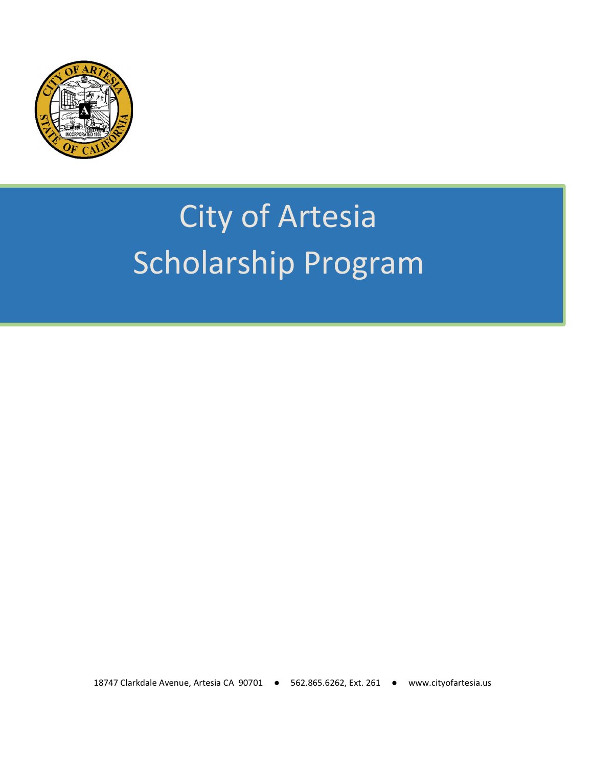# City of Artesia Scholarship Program

18747 Clarkdale Avenue, Artesia CA 90701 ● 562.865.6262, Ext. 261 ● www.cityofartesia.us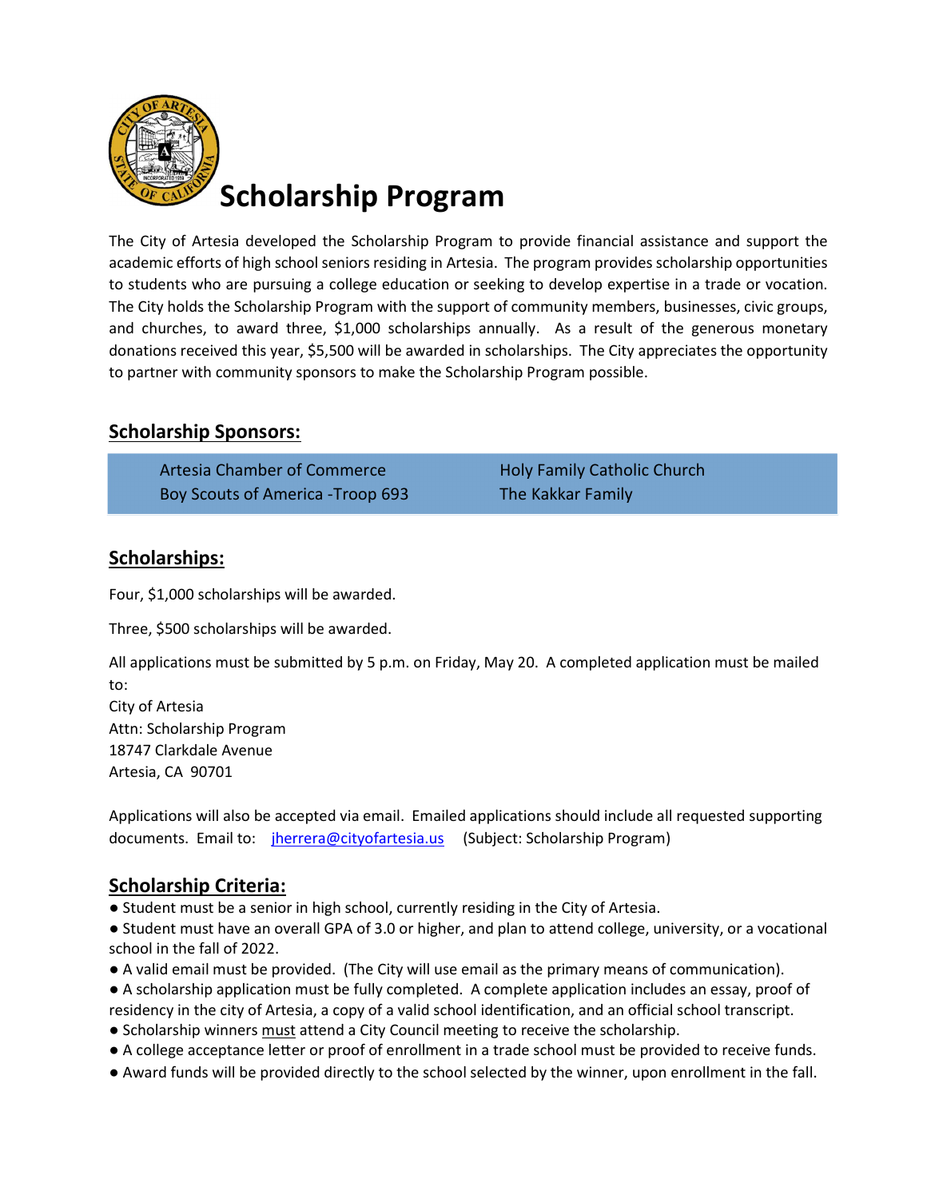# Scholarship Program

The City of Artesia developed the Scholarship Program to provide financial assistance and support the academic efforts of high school seniors residing in Artesia. The program provides scholarship opportunities to students who are pursuing a college education or seeking to develop expertise in a trade or vocation. The City holds the Scholarship Program with the support of community members, businesses, civic groups, and churches, to award three, $1,000 scholarships annually. As a result of the generous monetary donations received this year, $5,500 will be awarded in scholarships. The City appreciates the opportunity to partner with community sponsors to make the Scholarship Program possible.

## Scholarship Sponsors:

| | |
|---|---|
| Artesia Chamber of Commerce | Holy Family Catholic Church |
| Boy Scouts of America -Troop 693 | The Kakkar Family |

## Scholarships:

Four, $1,000 scholarships will be awarded.

Three, $500 scholarships will be awarded.

All applications must be submitted by 5 p.m. on Friday, May 20. A completed application must be mailed to:
City of Artesia
Attn: Scholarship Program
18747 Clarkdale Avenue
Artesia, CA 90701

Applications will also be accepted via email. Emailed applications should include all requested supporting documents. Email to: jherrera@cityofartesia.us (Subject: Scholarship Program)

## Scholarship Criteria:

- Student must be a senior in high school, currently residing in the City of Artesia.
- Student must have an overall GPA of 3.0 or higher, and plan to attend college, university, or a vocational school in the fall of 2022.
- A valid email must be provided. (The City will use email as the primary means of communication).
- A scholarship application must be fully completed. A complete application includes an essay, proof of residency in the city of Artesia, a copy of a valid school identification, and an official school transcript.
- Scholarship winners must attend a City Council meeting to receive the scholarship.
- A college acceptance letter or proof of enrollment in a trade school must be provided to receive funds.
- Award funds will be provided directly to the school selected by the winner, upon enrollment in the fall.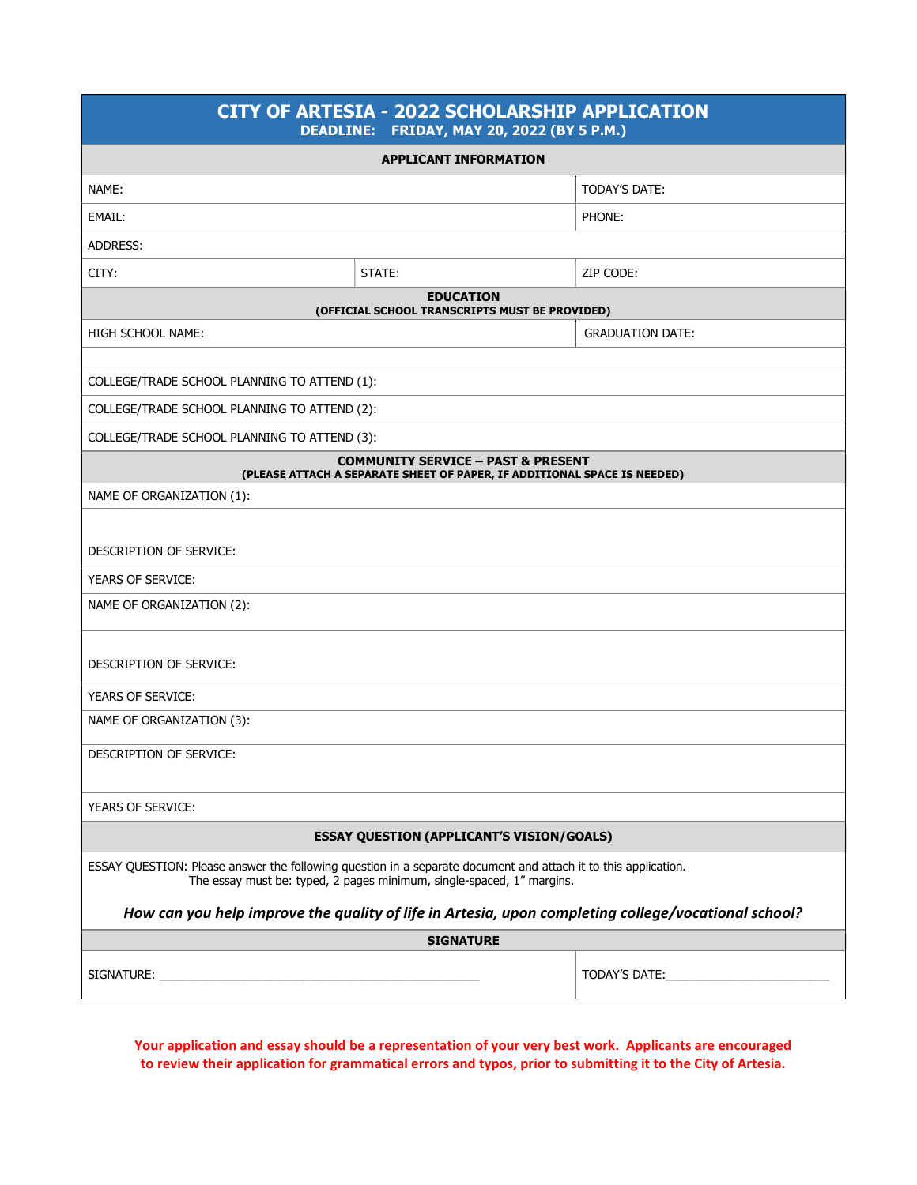# CITY OF ARTESIA - 2022 SCHOLARSHIP APPLICATION

**DEADLINE: FRIDAY, MAY 20, 2022 (BY 5 P.M.)**

## APPLICANT INFORMATION

| | | |
|---|---|---|
| NAME: | | TODAY'S DATE: |
| EMAIL: | | PHONE: |
| ADDRESS: | | |
| CITY: | STATE: | ZIP CODE: |

## EDUCATION

**(OFFICIAL SCHOOL TRANSCRIPTS MUST BE PROVIDED)**

| | |
|---|---|
| HIGH SCHOOL NAME: | GRADUATION DATE: |
| | |
| COLLEGE/TRADE SCHOOL PLANNING TO ATTEND (1): | |
| COLLEGE/TRADE SCHOOL PLANNING TO ATTEND (2): | |
| COLLEGE/TRADE SCHOOL PLANNING TO ATTEND (3): | |

## COMMUNITY SERVICE – PAST & PRESENT

**(PLEASE ATTACH A SEPARATE SHEET OF PAPER, IF ADDITIONAL SPACE IS NEEDED)**

NAME OF ORGANIZATION (1):

DESCRIPTION OF SERVICE:

YEARS OF SERVICE:

NAME OF ORGANIZATION (2):

DESCRIPTION OF SERVICE:

YEARS OF SERVICE:

NAME OF ORGANIZATION (3):

DESCRIPTION OF SERVICE:

YEARS OF SERVICE:

## ESSAY QUESTION (APPLICANT'S VISION/GOALS)

ESSAY QUESTION: Please answer the following question in a separate document and attach it to this application. The essay must be: typed, 2 pages minimum, single-spaced, 1" margins.

***How can you help improve the quality of life in Artesia, upon completing college/vocational school?***

## SIGNATURE

| | |
|---|---|
| SIGNATURE: ___________________________________________ | TODAY'S DATE:_______________________ |

**Your application and essay should be a representation of your very best work. Applicants are encouraged to review their application for grammatical errors and typos, prior to submitting it to the City of Artesia.**